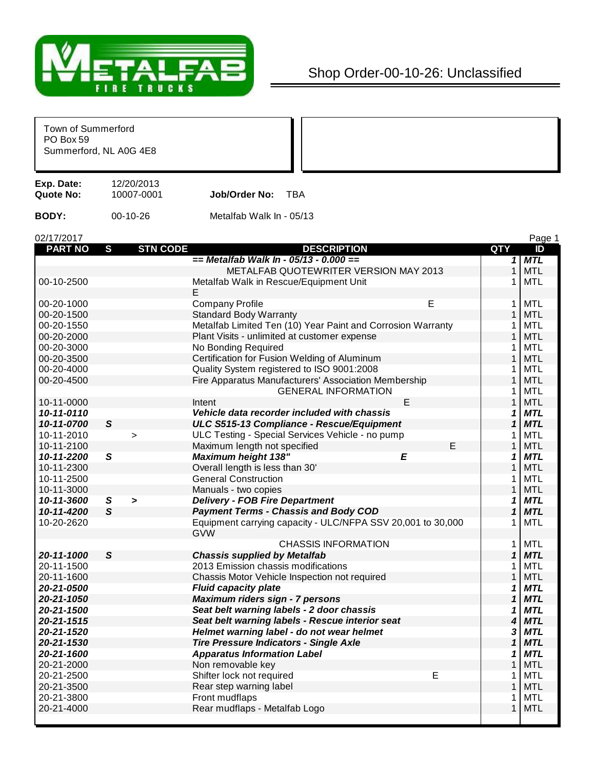# METALFAB FIRE TRUCKS

## Shop Order-00-10-26: Unclassified

Town of Summerford
PO Box 59
Summerford, NL A0G 4E8

**Exp. Date:** 12/20/2013
**Quote No:** 10007-0001 **Job/Order No:** TBA

**BODY:** 00-10-26 Metalfab Walk In - 05/13

02/17/2017

| PART NO | S | STN CODE | DESCRIPTION | QTY | ID |
|---|---|---|---|---|---|
| | | | ***== Metalfab Walk In - 05/13 - 0.000 ==*** | ***1*** | ***MTL*** |
| | | | METALFAB QUOTEWRITER VERSION MAY 2013 | 1 | MTL |
| 00-10-2500 | | | Metalfab Walk in Rescue/Equipment Unit E | 1 | MTL |
| 00-20-1000 | | | Company Profile E | 1 | MTL |
| 00-20-1500 | | | Standard Body Warranty | 1 | MTL |
| 00-20-1550 | | | Metalfab Limited Ten (10) Year Paint and Corrosion Warranty | 1 | MTL |
| 00-20-2000 | | | Plant Visits - unlimited at customer expense | 1 | MTL |
| 00-20-3000 | | | No Bonding Required | 1 | MTL |
| 00-20-3500 | | | Certification for Fusion Welding of Aluminum | 1 | MTL |
| 00-20-4000 | | | Quality System registered to ISO 9001:2008 | 1 | MTL |
| 00-20-4500 | | | Fire Apparatus Manufacturers' Association Membership | 1 | MTL |
| | | | GENERAL INFORMATION | 1 | MTL |
| 10-11-0000 | | | Intent E | 1 | MTL |
| ***10-11-0110*** | | | ***Vehicle data recorder included with chassis*** | ***1*** | ***MTL*** |
| ***10-11-0700*** | ***S*** | | ***ULC S515-13 Compliance - Rescue/Equipment*** | ***1*** | ***MTL*** |
| 10-11-2010 | | > | ULC Testing - Special Services Vehicle - no pump | 1 | MTL |
| 10-11-2100 | | | Maximum length not specified E | 1 | MTL |
| ***10-11-2200*** | ***S*** | | ***Maximum height 138" E*** | ***1*** | ***MTL*** |
| 10-11-2300 | | | Overall length is less than 30' | 1 | MTL |
| 10-11-2500 | | | General Construction | 1 | MTL |
| 10-11-3000 | | | Manuals - two copies | 1 | MTL |
| ***10-11-3600*** | ***S*** | ***>*** | ***Delivery - FOB Fire Department*** | ***1*** | ***MTL*** |
| ***10-11-4200*** | ***S*** | | ***Payment Terms - Chassis and Body COD*** | ***1*** | ***MTL*** |
| 10-20-2620 | | | Equipment carrying capacity - ULC/NFPA SSV 20,001 to 30,000 GVW | 1 | MTL |
| | | | CHASSIS INFORMATION | 1 | MTL |
| ***20-11-1000*** | ***S*** | | ***Chassis supplied by Metalfab*** | ***1*** | ***MTL*** |
| 20-11-1500 | | | 2013 Emission chassis modifications | 1 | MTL |
| 20-11-1600 | | | Chassis Motor Vehicle Inspection not required | 1 | MTL |
| ***20-21-0500*** | | | ***Fluid capacity plate*** | ***1*** | ***MTL*** |
| ***20-21-1050*** | | | ***Maximum riders sign - 7 persons*** | ***1*** | ***MTL*** |
| ***20-21-1500*** | | | ***Seat belt warning labels - 2 door chassis*** | ***1*** | ***MTL*** |
| ***20-21-1515*** | | | ***Seat belt warning labels - Rescue interior seat*** | ***4*** | ***MTL*** |
| ***20-21-1520*** | | | ***Helmet warning label - do not wear helmet*** | ***3*** | ***MTL*** |
| ***20-21-1530*** | | | ***Tire Pressure Indicators - Single Axle*** | ***1*** | ***MTL*** |
| ***20-21-1600*** | | | ***Apparatus Information Label*** | ***1*** | ***MTL*** |
| 20-21-2000 | | | Non removable key | 1 | MTL |
| 20-21-2500 | | | Shifter lock not required E | 1 | MTL |
| 20-21-3500 | | | Rear step warning label | 1 | MTL |
| 20-21-3800 | | | Front mudflaps | 1 | MTL |
| 20-21-4000 | | | Rear mudflaps - Metalfab Logo | 1 | MTL |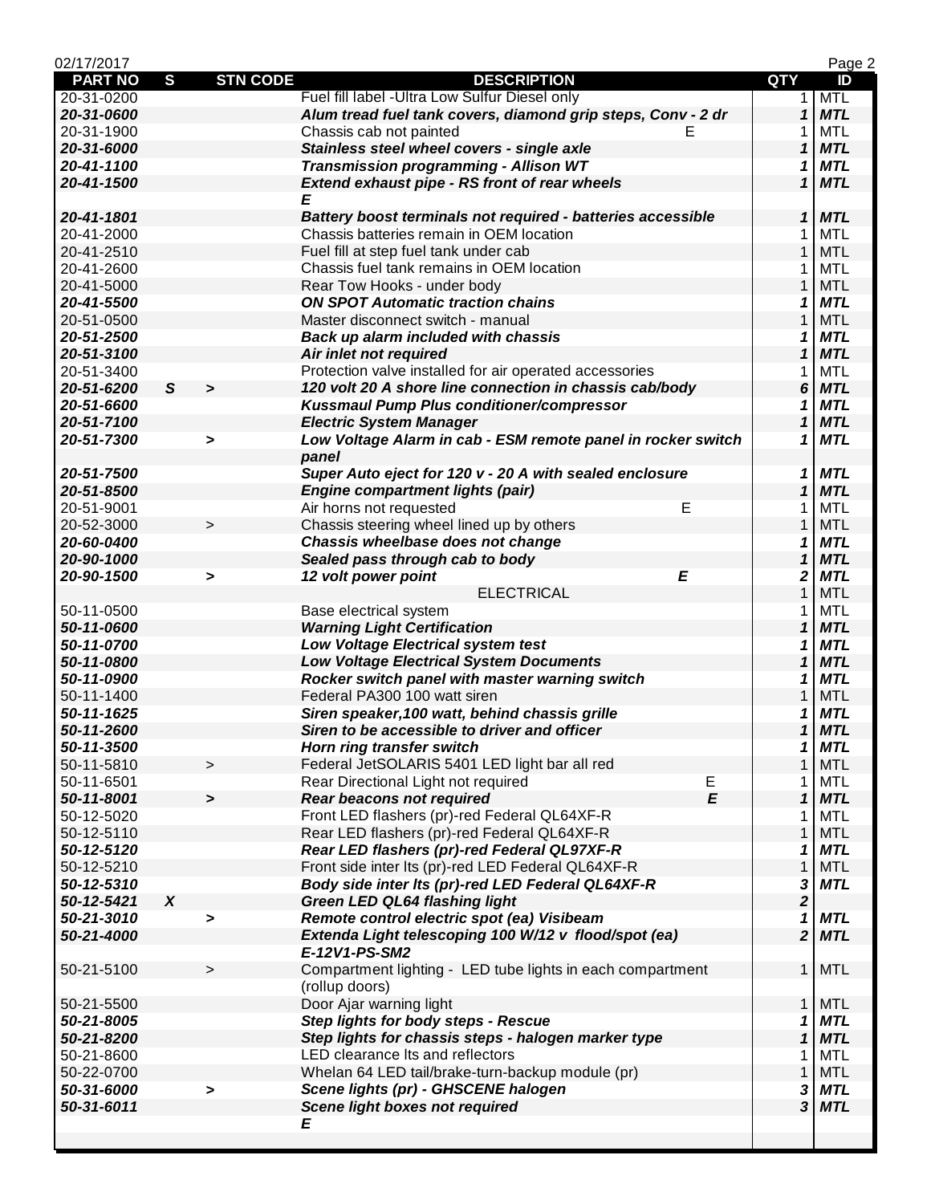02/17/2017

| PART NO | S | STN CODE | DESCRIPTION | QTY | ID |
|---|---|---|---|---|---|
| 20-31-0200 | | | Fuel fill label -Ultra Low Sulfur Diesel only | 1 | MTL |
| ***20-31-0600*** | | | ***Alum tread fuel tank covers, diamond grip steps, Conv - 2 dr*** | ***1*** | ***MTL*** |
| 20-31-1900 | | | Chassis cab not painted E | 1 | MTL |
| ***20-31-6000*** | | | ***Stainless steel wheel covers - single axle*** | ***1*** | ***MTL*** |
| ***20-41-1100*** | | | ***Transmission programming - Allison WT*** | ***1*** | ***MTL*** |
| ***20-41-1500*** | | | ***Extend exhaust pipe - RS front of rear wheels E*** | ***1*** | ***MTL*** |
| ***20-41-1801*** | | | ***Battery boost terminals not required - batteries accessible*** | ***1*** | ***MTL*** |
| 20-41-2000 | | | Chassis batteries remain in OEM location | 1 | MTL |
| 20-41-2510 | | | Fuel fill at step fuel tank under cab | 1 | MTL |
| 20-41-2600 | | | Chassis fuel tank remains in OEM location | 1 | MTL |
| 20-41-5000 | | | Rear Tow Hooks - under body | 1 | MTL |
| ***20-41-5500*** | | | ***ON SPOT Automatic traction chains*** | ***1*** | ***MTL*** |
| 20-51-0500 | | | Master disconnect switch - manual | 1 | MTL |
| ***20-51-2500*** | | | ***Back up alarm included with chassis*** | ***1*** | ***MTL*** |
| ***20-51-3100*** | | | ***Air inlet not required*** | ***1*** | ***MTL*** |
| 20-51-3400 | | | Protection valve installed for air operated accessories | 1 | MTL |
| ***20-51-6200*** | ***S*** | ***>*** | ***120 volt 20 A shore line connection in chassis cab/body*** | ***6*** | ***MTL*** |
| ***20-51-6600*** | | | ***Kussmaul Pump Plus conditioner/compressor*** | ***1*** | ***MTL*** |
| ***20-51-7100*** | | | ***Electric System Manager*** | ***1*** | ***MTL*** |
| ***20-51-7300*** | | ***>*** | ***Low Voltage Alarm in cab - ESM remote panel in rocker switch panel*** | ***1*** | ***MTL*** |
| ***20-51-7500*** | | | ***Super Auto eject for 120 v - 20 A with sealed enclosure*** | ***1*** | ***MTL*** |
| ***20-51-8500*** | | | ***Engine compartment lights (pair)*** | ***1*** | ***MTL*** |
| 20-51-9001 | | | Air horns not requested E | 1 | MTL |
| 20-52-3000 | | > | Chassis steering wheel lined up by others | 1 | MTL |
| ***20-60-0400*** | | | ***Chassis wheelbase does not change*** | ***1*** | ***MTL*** |
| ***20-90-1000*** | | | ***Sealed pass through cab to body*** | ***1*** | ***MTL*** |
| ***20-90-1500*** | | ***>*** | ***12 volt power point E*** | ***2*** | ***MTL*** |
| | | | ELECTRICAL | 1 | MTL |
| 50-11-0500 | | | Base electrical system | 1 | MTL |
| ***50-11-0600*** | | | ***Warning Light Certification*** | ***1*** | ***MTL*** |
| ***50-11-0700*** | | | ***Low Voltage Electrical system test*** | ***1*** | ***MTL*** |
| ***50-11-0800*** | | | ***Low Voltage Electrical System Documents*** | ***1*** | ***MTL*** |
| ***50-11-0900*** | | | ***Rocker switch panel with master warning switch*** | ***1*** | ***MTL*** |
| 50-11-1400 | | | Federal PA300 100 watt siren | 1 | MTL |
| ***50-11-1625*** | | | ***Siren speaker,100 watt, behind chassis grille*** | ***1*** | ***MTL*** |
| ***50-11-2600*** | | | ***Siren to be accessible to driver and officer*** | ***1*** | ***MTL*** |
| ***50-11-3500*** | | | ***Horn ring transfer switch*** | ***1*** | ***MTL*** |
| 50-11-5810 | | > | Federal JetSOLARIS 5401 LED light bar all red | 1 | MTL |
| 50-11-6501 | | | Rear Directional Light not required E | 1 | MTL |
| ***50-11-8001*** | | ***>*** | ***Rear beacons not required E*** | ***1*** | ***MTL*** |
| 50-12-5020 | | | Front LED flashers (pr)-red Federal QL64XF-R | 1 | MTL |
| 50-12-5110 | | | Rear LED flashers (pr)-red Federal QL64XF-R | 1 | MTL |
| ***50-12-5120*** | | | ***Rear LED flashers (pr)-red Federal QL97XF-R*** | ***1*** | ***MTL*** |
| 50-12-5210 | | | Front side inter lts (pr)-red LED Federal QL64XF-R | 1 | MTL |
| ***50-12-5310*** | | | ***Body side inter lts (pr)-red LED Federal QL64XF-R*** | ***3*** | ***MTL*** |
| ***50-12-5421*** | ***X*** | | ***Green LED QL64 flashing light*** | ***2*** | |
| ***50-21-3010*** | | ***>*** | ***Remote control electric spot (ea) Visibeam*** | ***1*** | ***MTL*** |
| ***50-21-4000*** | | | ***Extenda Light telescoping 100 W/12 v flood/spot (ea) E-12V1-PS-SM2*** | ***2*** | ***MTL*** |
| 50-21-5100 | | > | Compartment lighting - LED tube lights in each compartment (rollup doors) | 1 | MTL |
| 50-21-5500 | | | Door Ajar warning light | 1 | MTL |
| ***50-21-8005*** | | | ***Step lights for body steps - Rescue*** | ***1*** | ***MTL*** |
| ***50-21-8200*** | | | ***Step lights for chassis steps - halogen marker type*** | ***1*** | ***MTL*** |
| 50-21-8600 | | | LED clearance lts and reflectors | 1 | MTL |
| 50-22-0700 | | | Whelan 64 LED tail/brake-turn-backup module (pr) | 1 | MTL |
| ***50-31-6000*** | | ***>*** | ***Scene lights (pr) - GHSCENE halogen*** | ***3*** | ***MTL*** |
| ***50-31-6011*** | | | ***Scene light boxes not required E*** | ***3*** | ***MTL*** |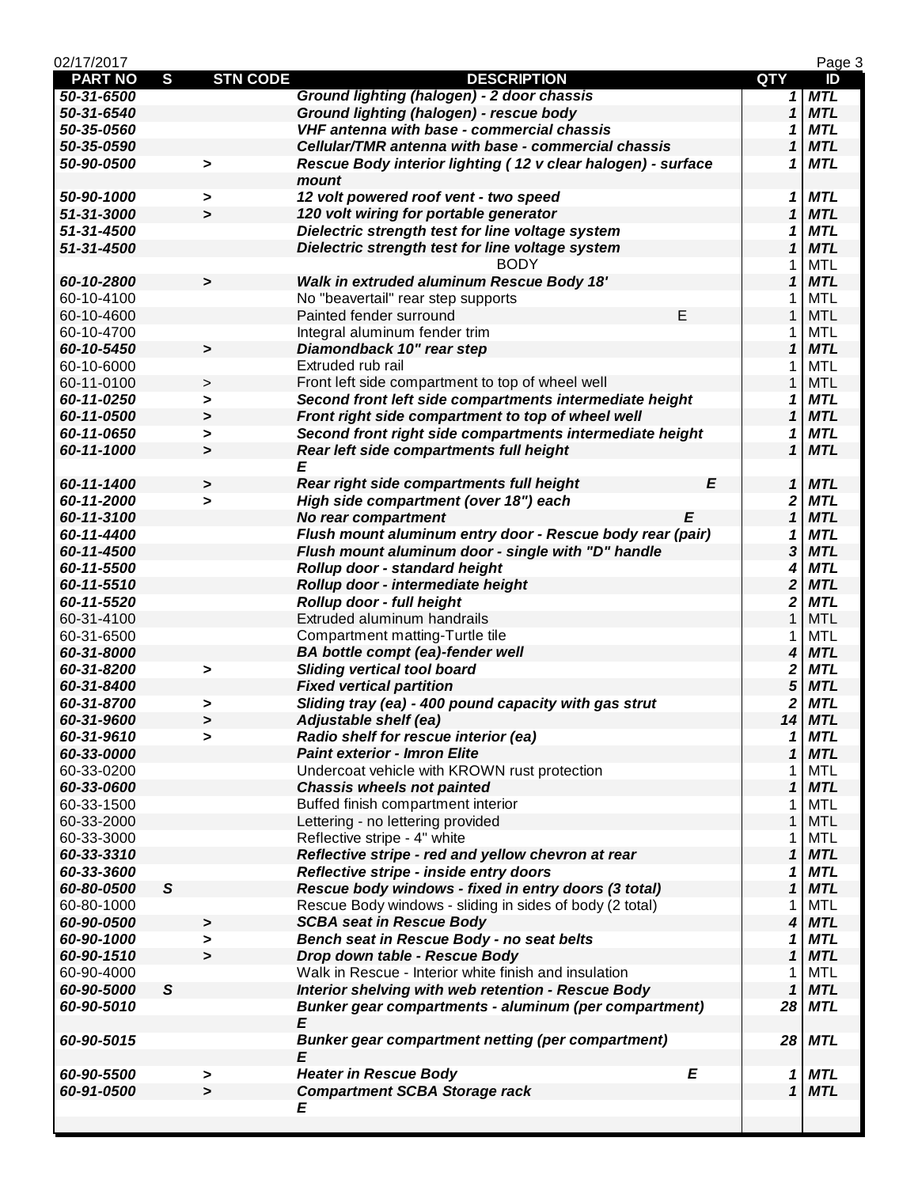| PART NO | S | STN CODE | DESCRIPTION | QTY | ID |
|---|---|---|---|---|---|
| ***50-31-6500*** | | | ***Ground lighting (halogen) - 2 door chassis*** | ***1*** | ***MTL*** |
| ***50-31-6540*** | | | ***Ground lighting (halogen) - rescue body*** | ***1*** | ***MTL*** |
| ***50-35-0560*** | | | ***VHF antenna with base - commercial chassis*** | ***1*** | ***MTL*** |
| ***50-35-0590*** | | | ***Cellular/TMR antenna with base - commercial chassis*** | ***1*** | ***MTL*** |
| ***50-90-0500*** | | **>** | ***Rescue Body interior lighting ( 12 v clear halogen) - surface mount*** | ***1*** | ***MTL*** |
| ***50-90-1000*** | | **>** | ***12 volt powered roof vent - two speed*** | ***1*** | ***MTL*** |
| ***51-31-3000*** | | **>** | ***120 volt wiring for portable generator*** | ***1*** | ***MTL*** |
| ***51-31-4500*** | | | ***Dielectric strength test for line voltage system*** | ***1*** | ***MTL*** |
| ***51-31-4500*** | | | ***Dielectric strength test for line voltage system*** | ***1*** | ***MTL*** |
| | | | BODY | 1 | MTL |
| ***60-10-2800*** | | **>** | ***Walk in extruded aluminum Rescue Body 18'*** | ***1*** | ***MTL*** |
| 60-10-4100 | | | No "beavertail" rear step supports | 1 | MTL |
| 60-10-4600 | | | Painted fender surround E | 1 | MTL |
| 60-10-4700 | | | Integral aluminum fender trim | 1 | MTL |
| ***60-10-5450*** | | **>** | ***Diamondback 10" rear step*** | ***1*** | ***MTL*** |
| 60-10-6000 | | | Extruded rub rail | 1 | MTL |
| 60-11-0100 | | > | Front left side compartment to top of wheel well | 1 | MTL |
| ***60-11-0250*** | | **>** | ***Second front left side compartments intermediate height*** | ***1*** | ***MTL*** |
| ***60-11-0500*** | | **>** | ***Front right side compartment to top of wheel well*** | ***1*** | ***MTL*** |
| ***60-11-0650*** | | **>** | ***Second front right side compartments intermediate height*** | ***1*** | ***MTL*** |
| ***60-11-1000*** | | **>** | ***Rear left side compartments full height E*** | ***1*** | ***MTL*** |
| ***60-11-1400*** | | **>** | ***Rear right side compartments full height E*** | ***1*** | ***MTL*** |
| ***60-11-2000*** | | **>** | ***High side compartment (over 18") each*** | ***2*** | ***MTL*** |
| ***60-11-3100*** | | | ***No rear compartment E*** | ***1*** | ***MTL*** |
| ***60-11-4400*** | | | ***Flush mount aluminum entry door - Rescue body rear (pair)*** | ***1*** | ***MTL*** |
| ***60-11-4500*** | | | ***Flush mount aluminum door - single with "D" handle*** | ***3*** | ***MTL*** |
| ***60-11-5500*** | | | ***Rollup door - standard height*** | ***4*** | ***MTL*** |
| ***60-11-5510*** | | | ***Rollup door - intermediate height*** | ***2*** | ***MTL*** |
| ***60-11-5520*** | | | ***Rollup door - full height*** | ***2*** | ***MTL*** |
| 60-31-4100 | | | Extruded aluminum handrails | 1 | MTL |
| 60-31-6500 | | | Compartment matting-Turtle tile | 1 | MTL |
| ***60-31-8000*** | | | ***BA bottle compt (ea)-fender well*** | ***4*** | ***MTL*** |
| ***60-31-8200*** | | **>** | ***Sliding vertical tool board*** | ***2*** | ***MTL*** |
| ***60-31-8400*** | | | ***Fixed vertical partition*** | ***5*** | ***MTL*** |
| ***60-31-8700*** | | **>** | ***Sliding tray (ea) - 400 pound capacity with gas strut*** | ***2*** | ***MTL*** |
| ***60-31-9600*** | | **>** | ***Adjustable shelf (ea)*** | ***14*** | ***MTL*** |
| ***60-31-9610*** | | **>** | ***Radio shelf for rescue interior (ea)*** | ***1*** | ***MTL*** |
| ***60-33-0000*** | | | ***Paint exterior - Imron Elite*** | ***1*** | ***MTL*** |
| 60-33-0200 | | | Undercoat vehicle with KROWN rust protection | 1 | MTL |
| ***60-33-0600*** | | | ***Chassis wheels not painted*** | ***1*** | ***MTL*** |
| 60-33-1500 | | | Buffed finish compartment interior | 1 | MTL |
| 60-33-2000 | | | Lettering - no lettering provided | 1 | MTL |
| 60-33-3000 | | | Reflective stripe - 4" white | 1 | MTL |
| ***60-33-3310*** | | | ***Reflective stripe - red and yellow chevron at rear*** | ***1*** | ***MTL*** |
| ***60-33-3600*** | | | ***Reflective stripe - inside entry doors*** | ***1*** | ***MTL*** |
| ***60-80-0500*** | ***S*** | | ***Rescue body windows - fixed in entry doors (3 total)*** | ***1*** | ***MTL*** |
| 60-80-1000 | | | Rescue Body windows - sliding in sides of body (2 total) | 1 | MTL |
| ***60-90-0500*** | | **>** | ***SCBA seat in Rescue Body*** | ***4*** | ***MTL*** |
| ***60-90-1000*** | | **>** | ***Bench seat in Rescue Body - no seat belts*** | ***1*** | ***MTL*** |
| ***60-90-1510*** | | **>** | ***Drop down table - Rescue Body*** | ***1*** | ***MTL*** |
| 60-90-4000 | | | Walk in Rescue - Interior white finish and insulation | 1 | MTL |
| ***60-90-5000*** | ***S*** | | ***Interior shelving with web retention - Rescue Body*** | ***1*** | ***MTL*** |
| ***60-90-5010*** | | | ***Bunker gear compartments - aluminum (per compartment) E*** | ***28*** | ***MTL*** |
| ***60-90-5015*** | | | ***Bunker gear compartment netting (per compartment) E*** | ***28*** | ***MTL*** |
| ***60-90-5500*** | | **>** | ***Heater in Rescue Body E*** | ***1*** | ***MTL*** |
| ***60-91-0500*** | | **>** | ***Compartment SCBA Storage rack E*** | ***1*** | ***MTL*** |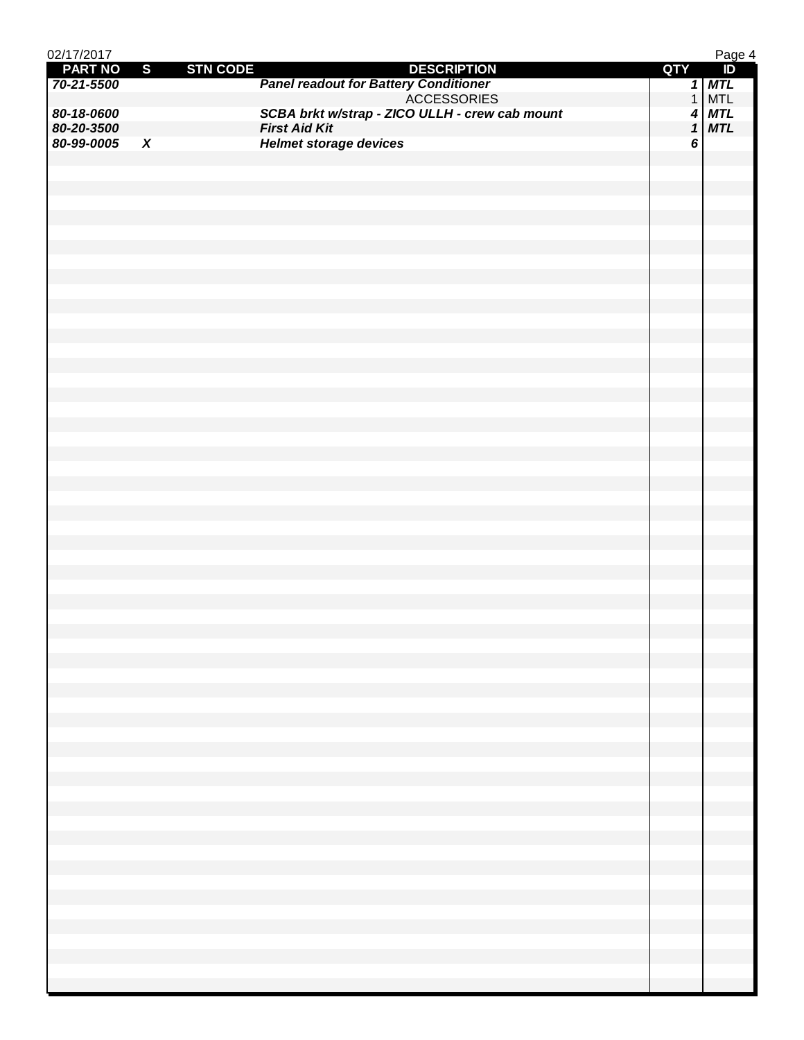| PART NO | S | STN CODE | DESCRIPTION | QTY | ID |
|---|---|---|---|---|---|
| ***70-21-5500*** | | | ***Panel readout for Battery Conditioner*** | ***1*** | ***MTL*** |
| | | | ACCESSORIES | 1 | MTL |
| ***80-18-0600*** | | | ***SCBA brkt w/strap - ZICO ULLH - crew cab mount*** | ***4*** | ***MTL*** |
| ***80-20-3500*** | | | ***First Aid Kit*** | ***1*** | ***MTL*** |
| ***80-99-0005*** | ***X*** | | ***Helmet storage devices*** | ***6*** | |